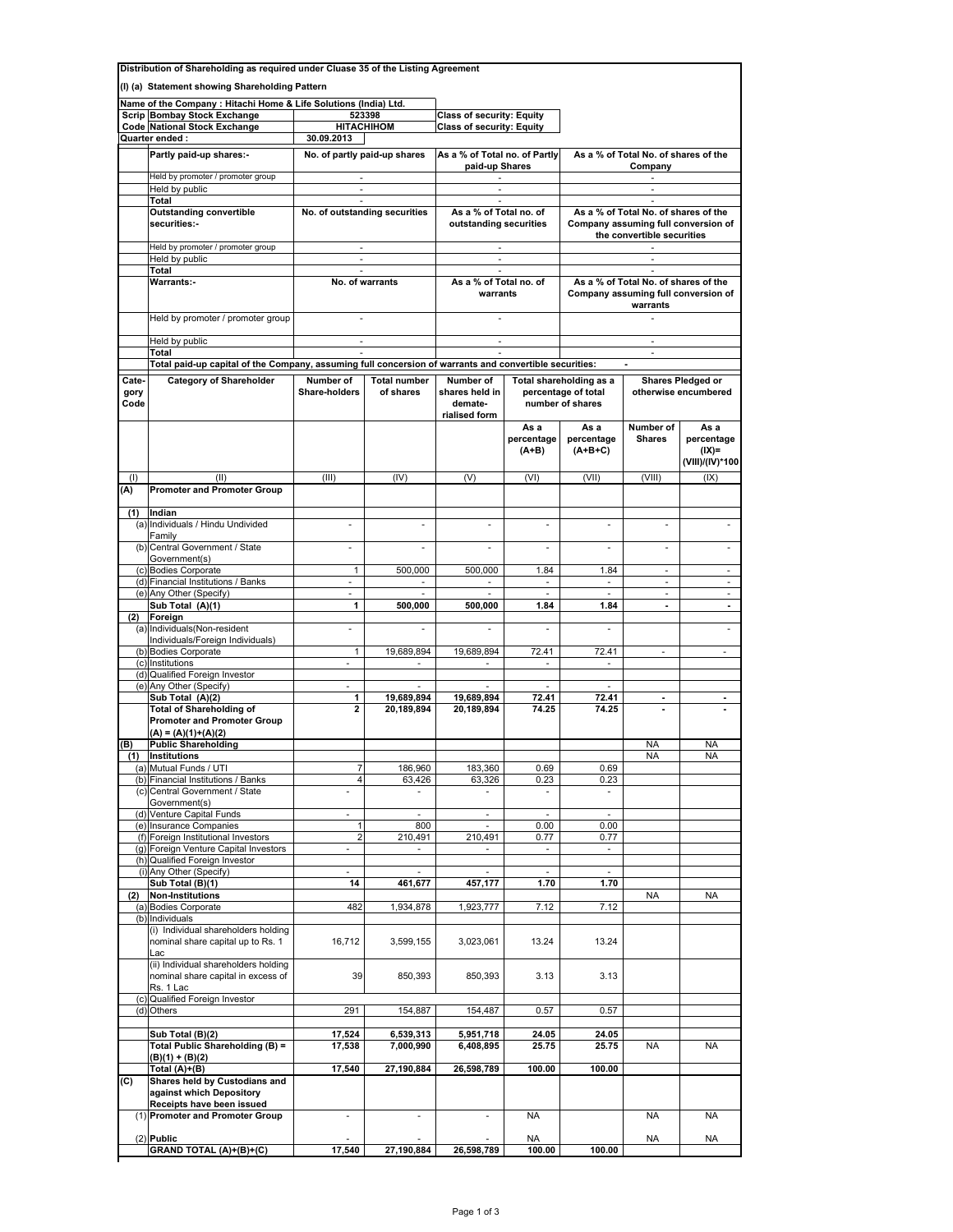**Distribution of Shareholding as required under Cluase 35 of the Listing Agreement**

**(I) (a) Statement showing Shareholding Pattern**

| Name of the Company : Hitachi Home & Life Solutions (India) Ltd. | | | |
|---|---|---|---|
| Scrip Code | Bombay Stock Exchange | 523398 | Class of security: Equity |
| | National Stock Exchange | HITACHIHOM | Class of security: Equity |
| Quarter ended : | | 30.09.2013 | |

| | No. of partly paid-up shares | As a % of Total no. of Partly paid-up Shares | As a % of Total No. of shares of the Company |
|---|---|---|---|
| **Partly paid-up shares:-** | | | |
| Held by promoter / promoter group | - | - | - |
| Held by public | - | - | - |
| **Total** | - | - | - |
| **Outstanding convertible securities:-** | **No. of outstanding securities** | **As a % of Total no. of outstanding securities** | **As a % of Total No. of shares of the Company assuming full conversion of the convertible securities** |
| Held by promoter / promoter group | - | - | - |
| Held by public | - | - | - |
| **Total** | - | - | - |
| **Warrants:-** | **No. of warrants** | **As a % of Total no. of warrants** | **As a % of Total No. of shares of the Company assuming full conversion of warrants** |
| Held by promoter / promoter group | - | - | - |
| Held by public | - | - | - |
| **Total** | - | - | - |
| **Total paid-up capital of the Company, assuming full concersion of warrants and convertible securities:** | | | - |

| Cate-gory Code | Category of Shareholder | Number of Share-holders | Total number of shares | Number of shares held in demate-rialised form | Total shareholding as a percentage of total number of shares | | Shares Pledged or otherwise encumbered | |
|---|---|---|---|---|---|---|---|---|
| | | | | | As a percentage (A+B) | As a percentage (A+B+C) | Number of Shares | As a percentage (IX)= (VIII)/(IV)*100 |
| (I) | (II) | (III) | (IV) | (V) | (VI) | (VII) | (VIII) | (IX) |
| **(A)** | **Promoter and Promoter Group** | | | | | | | |
| **(1)** | **Indian** | | | | | | | |
| (a) | Individuals / Hindu Undivided Family | - | - | - | - | - | - | - |
| (b) | Central Government / State Government(s) | - | - | - | - | - | - | - |
| (c) | Bodies Corporate | 1 | 500,000 | 500,000 | 1.84 | 1.84 | - | - |
| (d) | Financial Institutions / Banks | - | - | - | - | - | - | - |
| (e) | Any Other (Specify) | - | - | - | - | - | - | - |
| | **Sub Total (A)(1)** | **1** | **500,000** | **500,000** | **1.84** | **1.84** | **-** | **-** |
| **(2)** | **Foreign** | | | | | | | |
| (a) | Individuals(Non-resident Individuals/Foreign Individuals) | - | - | - | - | - | | - |
| (b) | Bodies Corporate | 1 | 19,689,894 | 19,689,894 | 72.41 | 72.41 | - | - |
| (c) | Institutions | - | - | - | - | - | | |
| (d) | Qualified Foreign Investor | | | | | | | |
| (e) | Any Other (Specify) | - | - | - | - | - | | |
| | **Sub Total (A)(2)** | **1** | **19,689,894** | **19,689,894** | **72.41** | **72.41** | **-** | **-** |
| | **Total of Shareholding of Promoter and Promoter Group (A) = (A)(1)+(A)(2)** | **2** | **20,189,894** | **20,189,894** | **74.25** | **74.25** | **-** | **-** |
| **(B)** | **Public Shareholding** | | | | | | NA | NA |
| **(1)** | **Institutions** | | | | | | NA | NA |
| (a) | Mutual Funds / UTI | 7 | 186,960 | 183,360 | 0.69 | 0.69 | | |
| (b) | Financial Institutions / Banks | 4 | 63,426 | 63,326 | 0.23 | 0.23 | | |
| (c) | Central Government / State Government(s) | - | - | - | - | - | | |
| (d) | Venture Capital Funds | - | - | - | - | - | | |
| (e) | Insurance Companies | 1 | 800 | - | 0.00 | 0.00 | | |
| (f) | Foreign Institutional Investors | 2 | 210,491 | 210,491 | 0.77 | 0.77 | | |
| (g) | Foreign Venture Capital Investors | - | - | - | - | - | | |
| (h) | Qualified Foreign Investor | | | | | | | |
| (i) | Any Other (Specify) | - | - | - | - | - | | |
| | **Sub Total (B)(1)** | **14** | **461,677** | **457,177** | **1.70** | **1.70** | | |
| **(2)** | **Non-Institutions** | | | | | | NA | NA |
| (a) | Bodies Corporate | 482 | 1,934,878 | 1,923,777 | 7.12 | 7.12 | | |
| (b) | Individuals | | | | | | | |
| | (i) Individual shareholders holding nominal share capital up to Rs. 1 Lac | 16,712 | 3,599,155 | 3,023,061 | 13.24 | 13.24 | | |
| | (ii) Individual shareholders holding nominal share capital in excess of Rs. 1 Lac | 39 | 850,393 | 850,393 | 3.13 | 3.13 | | |
| (c) | Qualified Foreign Investor | | | | | | | |
| (d) | Others | 291 | 154,887 | 154,487 | 0.57 | 0.57 | | |
| | **Sub Total (B)(2)** | **17,524** | **6,539,313** | **5,951,718** | **24.05** | **24.05** | | |
| | **Total Public Shareholding (B) = (B)(1) + (B)(2)** | **17,538** | **7,000,990** | **6,408,895** | **25.75** | **25.75** | NA | NA |
| | **Total (A)+(B)** | **17,540** | **27,190,884** | **26,598,789** | **100.00** | **100.00** | | |
| **(C)** | **Shares held by Custodians and against which Depository Receipts have been issued** | | | | | | | |
| (1) | **Promoter and Promoter Group** | - | - | - | NA | | NA | NA |
| (2) | **Public** | - | - | - | NA | | NA | NA |
| | **GRAND TOTAL (A)+(B)+(C)** | **17,540** | **27,190,884** | **26,598,789** | **100.00** | **100.00** | | |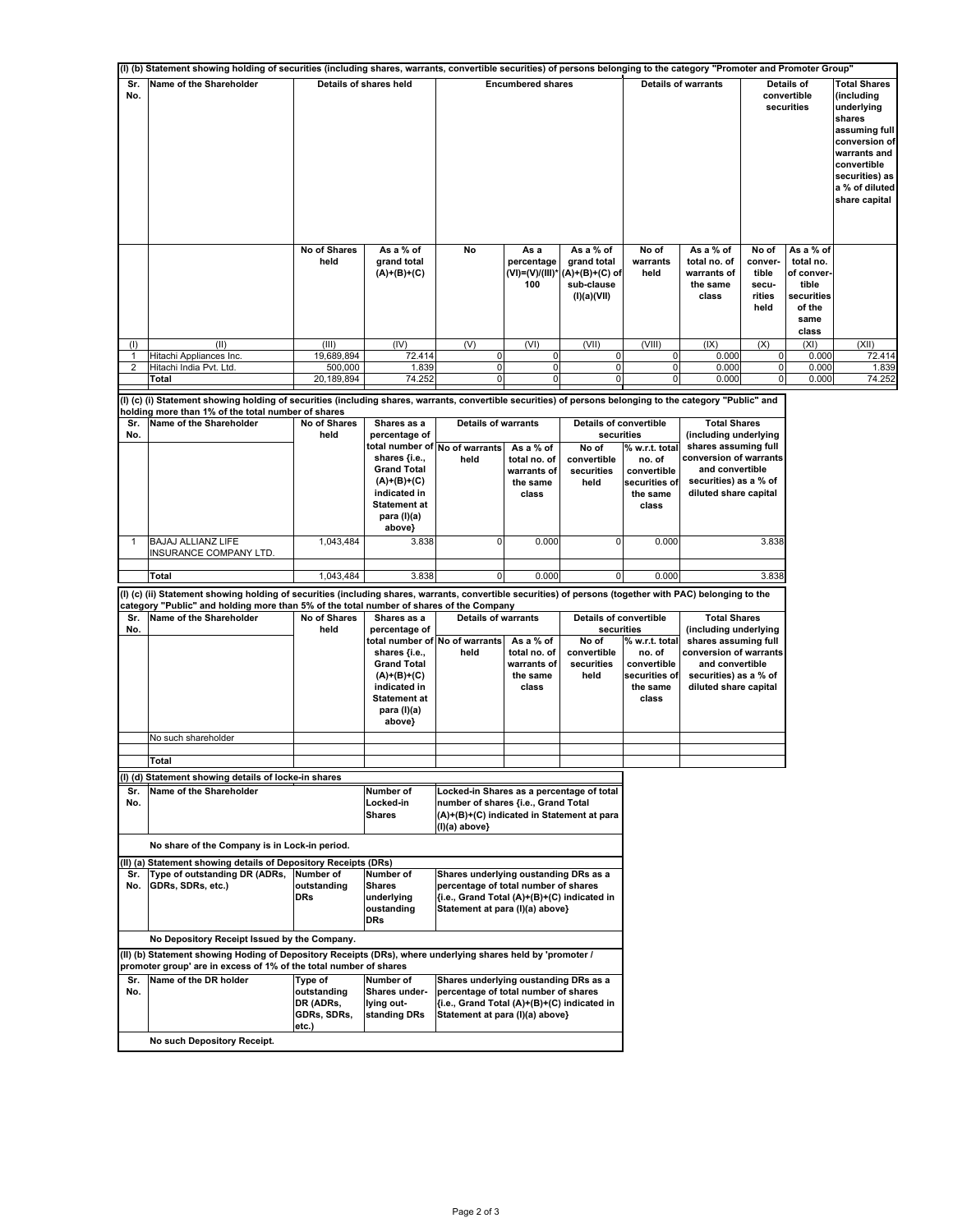**(I) (b) Statement showing holding of securities (including shares, warrants, convertible securities) of persons belonging to the category "Promoter and Promoter Group"**

| Sr. No. | Name of the Shareholder | Details of shares held | | Encumbered shares | | | Details of warrants | | Details of convertible securities | | Total Shares (including underlying shares assuming full conversion of warrants and convertible securities) as a % of diluted share capital |
|---|---|---|---|---|---|---|---|---|---|---|---|
| | | No of Shares held | As a % of grand total (A)+(B)+(C) | No | As a percentage (VI)=(V)/(III)*100 | As a % of grand total (A)+(B)+(C) of sub-clause (I)(a)(VII) | No of warrants held | As a % of total no. of warrants of the same class | No of convertible securities held | As a % of total no. of convertible securities of the same class | |
| (I) | (II) | (III) | (IV) | (V) | (VI) | (VII) | (VIII) | (IX) | (X) | (XI) | (XII) |
| 1 | Hitachi Appliances Inc. | 19,689,894 | 72.414 | 0 | 0 | 0 | 0 | 0.000 | 0 | 0.000 | 72.414 |
| 2 | Hitachi India Pvt. Ltd. | 500,000 | 1.839 | 0 | 0 | 0 | 0 | 0.000 | 0 | 0.000 | 1.839 |
| | **Total** | 20,189,894 | 74.252 | 0 | 0 | 0 | 0 | 0.000 | 0 | 0.000 | 74.252 |

**(I) (c) (i) Statement showing holding of securities (including shares, warrants, convertible securities) of persons belonging to the category "Public" and holding more than 1% of the total number of shares**

| Sr. No. | Name of the Shareholder | No of Shares held | Shares as a percentage of total number of shares {i.e., Grand Total (A)+(B)+(C) indicated in Statement at para (I)(a) above} | Details of warrants | | Details of convertible securities | | Total Shares (including underlying shares assuming full conversion of warrants and convertible securities) as a % of diluted share capital |
|---|---|---|---|---|---|---|---|---|
| | | | | No of warrants held | As a % of total no. of warrants of the same class | No of convertible securities held | % w.r.t. total no. of convertible securities of the same class | |
| 1 | BAJAJ ALLIANZ LIFE INSURANCE COMPANY LTD. | 1,043,484 | 3.838 | 0 | 0.000 | 0 | 0.000 | 3.838 |
| | **Total** | 1,043,484 | 3.838 | 0 | 0.000 | 0 | 0.000 | 3.838 |

**(I) (c) (ii) Statement showing holding of securities (including shares, warrants, convertible securities) of persons (together with PAC) belonging to the category "Public" and holding more than 5% of the total number of shares of the Company**

| Sr. No. | Name of the Shareholder | No of Shares held | Shares as a percentage of total number of shares {i.e., Grand Total (A)+(B)+(C) indicated in Statement at para (I)(a) above} | Details of warrants | | Details of convertible securities | | Total Shares (including underlying shares assuming full conversion of warrants and convertible securities) as a % of diluted share capital |
|---|---|---|---|---|---|---|---|---|
| | | | | No of warrants held | As a % of total no. of warrants of the same class | No of convertible securities held | % w.r.t. total no. of convertible securities of the same class | |
| | No such shareholder | | | | | | | |
| | **Total** | | | | | | | |

**(I) (d) Statement showing details of locke-in shares**

| Sr. No. | Name of the Shareholder | Number of Locked-in Shares | Locked-in Shares as a percentage of total number of shares {i.e., Grand Total (A)+(B)+(C) indicated in Statement at para (I)(a) above} |
|---|---|---|---|
| | **No share of the Company is in Lock-in period.** | | |

**(II) (a) Statement showing details of Depository Receipts (DRs)**

| Sr. No. | Type of outstanding DR (ADRs, GDRs, SDRs, etc.) | Number of outstanding DRs | Number of Shares underlying oustanding DRs | Shares underlying oustanding DRs as a percentage of total number of shares {i.e., Grand Total (A)+(B)+(C) indicated in Statement at para (I)(a) above} |
|---|---|---|---|---|
| | **No Depository Receipt Issued by the Company.** | | | |

**(II) (b) Statement showing Hoding of Depository Receipts (DRs), where underlying shares held by 'promoter / promoter group' are in excess of 1% of the total number of shares**

| Sr. No. | Name of the DR holder | Type of outstanding DR (ADRs, GDRs, SDRs, etc.) | Number of Shares underlying outstanding DRs | Shares underlying oustanding DRs as a percentage of total number of shares {i.e., Grand Total (A)+(B)+(C) indicated in Statement at para (I)(a) above} |
|---|---|---|---|---|
| | **No such Depository Receipt.** | | | |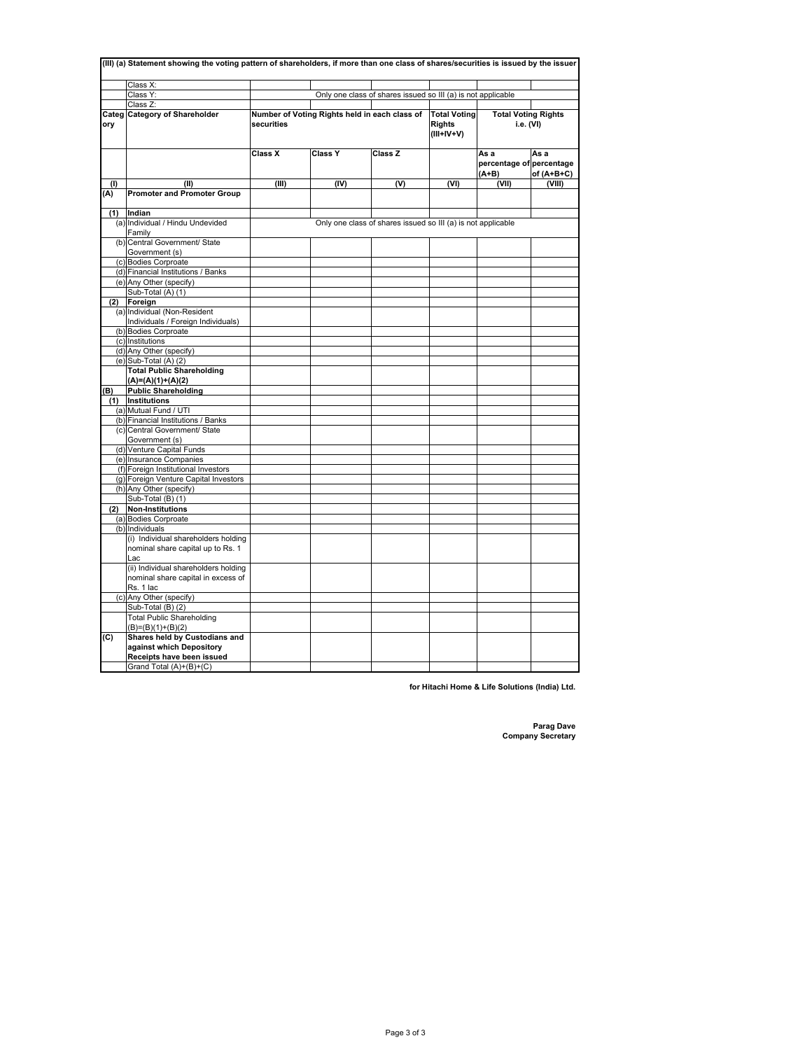**(III) (a) Statement showing the voting pattern of shareholders, if more than one class of shares/securities is issued by the issuer**

| | | | | | | | |
|---|---|---|---|---|---|---|---|
| | Class X: | | | | | | |
| | Class Y: | Only one class of shares issued so III (a) is not applicable | | | | | |
| | Class Z: | | | | | | |
| **Category** | **Category of Shareholder** | **Number of Voting Rights held in each class of securities** | | | **Total Voting Rights (III+IV+V)** | **Total Voting Rights i.e. (VI)** | |
| | | **Class X** | **Class Y** | **Class Z** | | **As a percentage of (A+B)** | **As a percentage of (A+B+C)** |
| **(I)** | **(II)** | **(III)** | **(IV)** | **(V)** | **(VI)** | **(VII)** | **(VIII)** |
| **(A)** | **Promoter and Promoter Group** | | | | | | |
| **(1)** | **Indian** | | | | | | |
| (a) | Individual / Hindu Undevided Family | Only one class of shares issued so III (a) is not applicable | | | | | |
| (b) | Central Government/ State Government (s) | | | | | | |
| (c) | Bodies Corproate | | | | | | |
| (d) | Financial Institutions / Banks | | | | | | |
| (e) | Any Other (specify) | | | | | | |
| | Sub-Total (A) (1) | | | | | | |
| **(2)** | **Foreign** | | | | | | |
| (a) | Individual (Non-Resident Individuals / Foreign Individuals) | | | | | | |
| (b) | Bodies Corproate | | | | | | |
| (c) | Institutions | | | | | | |
| (d) | Any Other (specify) | | | | | | |
| (e) | Sub-Total (A) (2) | | | | | | |
| | **Total Public Shareholding (A)=(A)(1)+(A)(2)** | | | | | | |
| **(B)** | **Public Shareholding** | | | | | | |
| **(1)** | **Institutions** | | | | | | |
| (a) | Mutual Fund / UTI | | | | | | |
| (b) | Financial Institutions / Banks | | | | | | |
| (c) | Central Government/ State Government (s) | | | | | | |
| (d) | Venture Capital Funds | | | | | | |
| (e) | Insurance Companies | | | | | | |
| (f) | Foreign Institutional Investors | | | | | | |
| (g) | Foreign Venture Capital Investors | | | | | | |
| (h) | Any Other (specify) | | | | | | |
| | Sub-Total (B) (1) | | | | | | |
| **(2)** | **Non-Institutions** | | | | | | |
| (a) | Bodies Corproate | | | | | | |
| (b) | Individuals | | | | | | |
| | (i) Individual shareholders holding nominal share capital up to Rs. 1 Lac | | | | | | |
| | (ii) Individual shareholders holding nominal share capital in excess of Rs. 1 lac | | | | | | |
| (c) | Any Other (specify) | | | | | | |
| | Sub-Total (B) (2) | | | | | | |
| | Total Public Shareholding (B)=(B)(1)+(B)(2) | | | | | | |
| **(C)** | **Shares held by Custodians and against which Depository Receipts have been issued** | | | | | | |
| | Grand Total (A)+(B)+(C) | | | | | | |

**for Hitachi Home & Life Solutions (India) Ltd.**

**Parag Dave**
**Company Secretary**